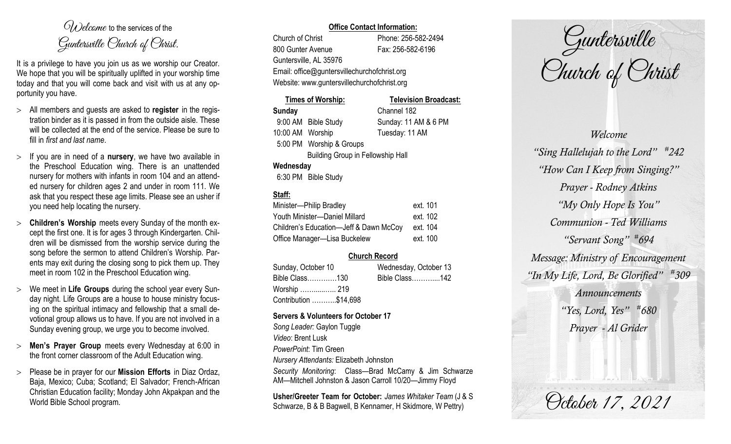*Welcome* to the services of the
# Guntersville Church of Christ.

It is a privilege to have you join us as we worship our Creator. We hope that you will be spiritually uplifted in your worship time today and that you will come back and visit with us at any opportunity you have.

- All members and guests are asked to **register** in the registration binder as it is passed in from the outside aisle. These will be collected at the end of the service. Please be sure to fill in *first and last name*.
- If you are in need of a **nursery**, we have two available in the Preschool Education wing. There is an unattended nursery for mothers with infants in room 104 and an attended nursery for children ages 2 and under in room 111. We ask that you respect these age limits. Please see an usher if you need help locating the nursery.
- **Children's Worship** meets every Sunday of the month except the first one. It is for ages 3 through Kindergarten. Children will be dismissed from the worship service during the song before the sermon to attend Children's Worship. Parents may exit during the closing song to pick them up. They meet in room 102 in the Preschool Education wing.
- We meet in **Life Groups** during the school year every Sunday night. Life Groups are a house to house ministry focusing on the spiritual intimacy and fellowship that a small devotional group allows us to have. If you are not involved in a Sunday evening group, we urge you to become involved.
- **Men's Prayer Group** meets every Wednesday at 6:00 in the front corner classroom of the Adult Education wing.
- Please be in prayer for our **Mission Efforts** in Diaz Ordaz, Baja, Mexico; Cuba; Scotland; El Salvador; French-African Christian Education facility; Monday John Akpakpan and the World Bible School program.

**Office Contact Information:**

Church of Christ — Phone: 256-582-2494
800 Gunter Avenue — Fax: 256-582-6196
Guntersville, AL 35976
Email: office@guntersvillechurchofchrist.org
Website: www.guntersvillechurchofchrist.org

**Times of Worship:**

**Sunday**
9:00 AM Bible Study
10:00 AM Worship
5:00 PM Worship & Groups
Building Group in Fellowship Hall

**Wednesday**
6:30 PM Bible Study

**Television Broadcast:**
Channel 182
Sunday: 11 AM & 6 PM
Tuesday: 11 AM

**Staff:**

| | |
|---|---|
| Minister—Philip Bradley | ext. 101 |
| Youth Minister—Daniel Millard | ext. 102 |
| Children's Education—Jeff & Dawn McCoy | ext. 104 |
| Office Manager—Lisa Buckelew | ext. 100 |

**Church Record**

| Sunday, October 10 | Wednesday, October 13 |
|---|---|
| Bible Class………….130 | Bible Class………...142 |
| Worship …….....….. 219 | |
| Contribution ………..$14,698 | |

**Servers & Volunteers for October 17**

*Song Leader:* Gaylon Tuggle
*Video*: Brent Lusk
*PowerPoint*: Tim Green
*Nursery Attendants:* Elizabeth Johnston
*Security Monitoring*: Class—Brad McCamy & Jim Schwarze AM—Mitchell Johnston & Jason Carroll 10/20—Jimmy Floyd

**Usher/Greeter Team for October:** *James Whitaker Team* (J & S Schwarze, B & B Bagwell, B Kennamer, H Skidmore, W Pettry)

# Guntersville Church of Christ

*Welcome*
*"Sing Hallelujah to the Lord" #242*
*"How Can I Keep from Singing?"*
*Prayer - Rodney Atkins*
*"My Only Hope Is You"*
*Communion - Ted Williams*
*"Servant Song" #694*
*Message: Ministry of Encouragement*
*"In My Life, Lord, Be Glorified" #309*
*Announcements*
*"Yes, Lord, Yes" #680*
*Prayer - Al Grider*

October 17, 2021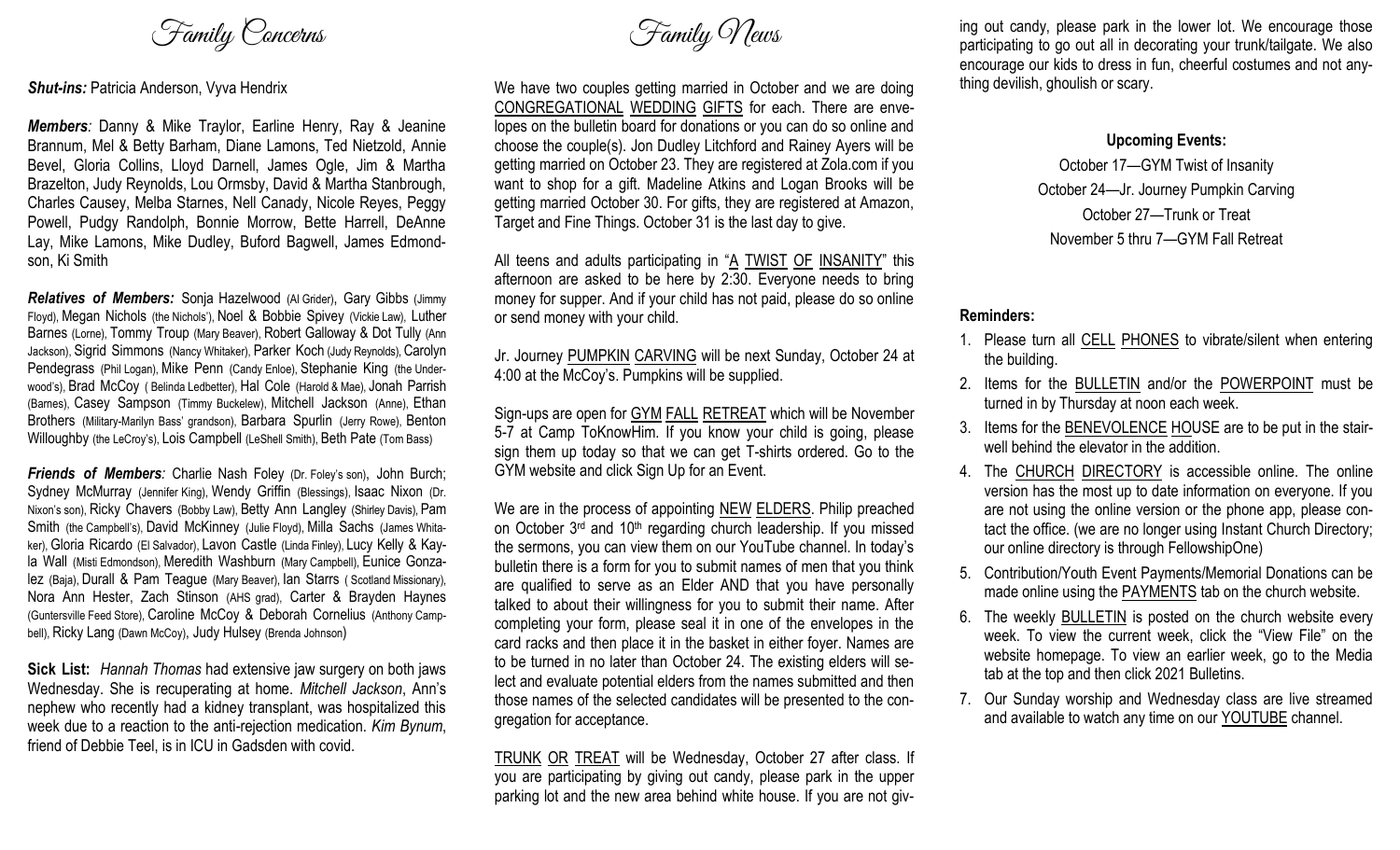# Family Concerns

***Shut-ins:*** Patricia Anderson, Vyva Hendrix

***Members:*** Danny & Mike Traylor, Earline Henry, Ray & Jeanine Brannum, Mel & Betty Barham, Diane Lamons, Ted Nietzold, Annie Bevel, Gloria Collins, Lloyd Darnell, James Ogle, Jim & Martha Brazelton, Judy Reynolds, Lou Ormsby, David & Martha Stanbrough, Charles Causey, Melba Starnes, Nell Canady, Nicole Reyes, Peggy Powell, Pudgy Randolph, Bonnie Morrow, Bette Harrell, DeAnne Lay, Mike Lamons, Mike Dudley, Buford Bagwell, James Edmondson, Ki Smith

***Relatives of Members:*** Sonja Hazelwood (Al Grider), Gary Gibbs (Jimmy Floyd), Megan Nichols (the Nichols'), Noel & Bobbie Spivey (Vickie Law), Luther Barnes (Lorne), Tommy Troup (Mary Beaver), Robert Galloway & Dot Tully (Ann Jackson), Sigrid Simmons (Nancy Whitaker), Parker Koch (Judy Reynolds), Carolyn Pendegrass (Phil Logan), Mike Penn (Candy Enloe), Stephanie King (the Underwood's), Brad McCoy ( Belinda Ledbetter), Hal Cole (Harold & Mae), Jonah Parrish (Barnes), Casey Sampson (Timmy Buckelew), Mitchell Jackson (Anne), Ethan Brothers (Military-Marilyn Bass' grandson), Barbara Spurlin (Jerry Rowe), Benton Willoughby (the LeCroy's), Lois Campbell (LeShell Smith), Beth Pate (Tom Bass)

***Friends of Members:*** Charlie Nash Foley (Dr. Foley's son), John Burch; Sydney McMurray (Jennifer King), Wendy Griffin (Blessings), Isaac Nixon (Dr. Nixon's son), Ricky Chavers (Bobby Law), Betty Ann Langley (Shirley Davis), Pam Smith (the Campbell's), David McKinney (Julie Floyd), Milla Sachs (James Whitaker), Gloria Ricardo (El Salvador), Lavon Castle (Linda Finley), Lucy Kelly & Kayla Wall (Misti Edmondson), Meredith Washburn (Mary Campbell), Eunice Gonzalez (Baja), Durall & Pam Teague (Mary Beaver), Ian Starrs ( Scotland Missionary), Nora Ann Hester, Zach Stinson (AHS grad), Carter & Brayden Haynes (Guntersville Feed Store), Caroline McCoy & Deborah Cornelius (Anthony Campbell), Ricky Lang (Dawn McCoy), Judy Hulsey (Brenda Johnson)

**Sick List:** *Hannah Thomas* had extensive jaw surgery on both jaws Wednesday. She is recuperating at home. *Mitchell Jackson*, Ann's nephew who recently had a kidney transplant, was hospitalized this week due to a reaction to the anti-rejection medication. *Kim Bynum*, friend of Debbie Teel, is in ICU in Gadsden with covid.

# Family News

We have two couples getting married in October and we are doing CONGREGATIONAL WEDDING GIFTS for each. There are envelopes on the bulletin board for donations or you can do so online and choose the couple(s). Jon Dudley Litchford and Rainey Ayers will be getting married on October 23. They are registered at Zola.com if you want to shop for a gift. Madeline Atkins and Logan Brooks will be getting married October 30. For gifts, they are registered at Amazon, Target and Fine Things. October 31 is the last day to give.

All teens and adults participating in "A TWIST OF INSANITY" this afternoon are asked to be here by 2:30. Everyone needs to bring money for supper. And if your child has not paid, please do so online or send money with your child.

Jr. Journey PUMPKIN CARVING will be next Sunday, October 24 at 4:00 at the McCoy's. Pumpkins will be supplied.

Sign-ups are open for GYM FALL RETREAT which will be November 5-7 at Camp ToKnowHim. If you know your child is going, please sign them up today so that we can get T-shirts ordered. Go to the GYM website and click Sign Up for an Event.

We are in the process of appointing NEW ELDERS. Philip preached on October 3rd and 10th regarding church leadership. If you missed the sermons, you can view them on our YouTube channel. In today's bulletin there is a form for you to submit names of men that you think are qualified to serve as an Elder AND that you have personally talked to about their willingness for you to submit their name. After completing your form, please seal it in one of the envelopes in the card racks and then place it in the basket in either foyer. Names are to be turned in no later than October 24. The existing elders will select and evaluate potential elders from the names submitted and then those names of the selected candidates will be presented to the congregation for acceptance.

TRUNK OR TREAT will be Wednesday, October 27 after class. If you are participating by giving out candy, please park in the upper parking lot and the new area behind white house. If you are not giving out candy, please park in the lower lot. We encourage those participating to go out all in decorating your trunk/tailgate. We also encourage our kids to dress in fun, cheerful costumes and not anything devilish, ghoulish or scary.

**Upcoming Events:**

October 17—GYM Twist of Insanity
October 24—Jr. Journey Pumpkin Carving
October 27—Trunk or Treat
November 5 thru 7—GYM Fall Retreat

**Reminders:**

1. Please turn all CELL PHONES to vibrate/silent when entering the building.
2. Items for the BULLETIN and/or the POWERPOINT must be turned in by Thursday at noon each week.
3. Items for the BENEVOLENCE HOUSE are to be put in the stairwell behind the elevator in the addition.
4. The CHURCH DIRECTORY is accessible online. The online version has the most up to date information on everyone. If you are not using the online version or the phone app, please contact the office. (we are no longer using Instant Church Directory; our online directory is through FellowshipOne)
5. Contribution/Youth Event Payments/Memorial Donations can be made online using the PAYMENTS tab on the church website.
6. The weekly BULLETIN is posted on the church website every week. To view the current week, click the "View File" on the website homepage. To view an earlier week, go to the Media tab at the top and then click 2021 Bulletins.
7. Our Sunday worship and Wednesday class are live streamed and available to watch any time on our YOUTUBE channel.